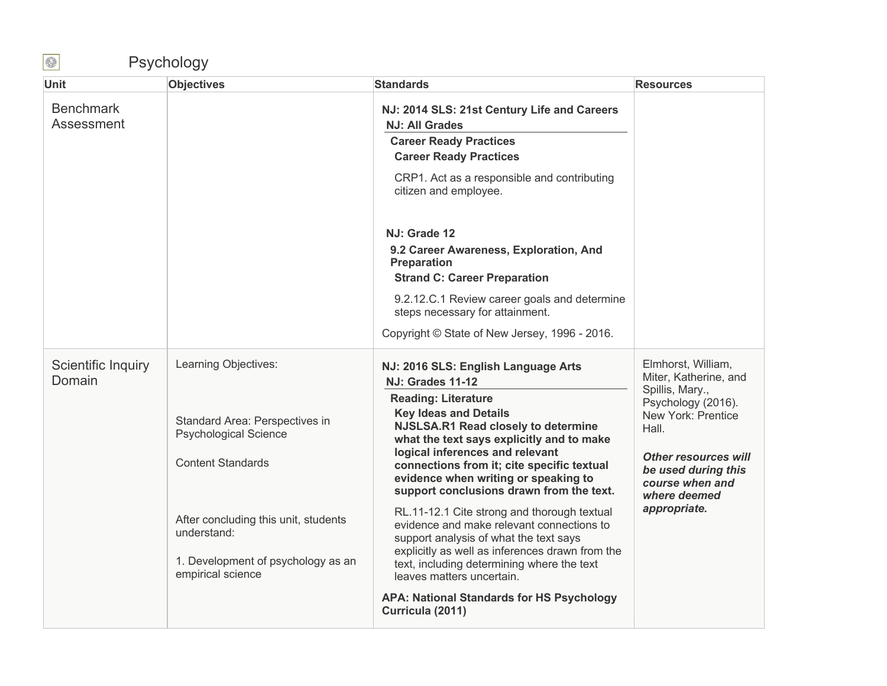# Psychology

| Unit | Objectives | Standards | Resources |
|---|---|---|---|
| Benchmark Assessment | | **NJ: 2014 SLS: 21st Century Life and Careers**<br>**NJ: All Grades**<br>**Career Ready Practices**<br>**Career Ready Practices**<br>CRP1. Act as a responsible and contributing citizen and employee.<br><br>**NJ: Grade 12**<br>**9.2 Career Awareness, Exploration, And Preparation**<br>**Strand C: Career Preparation**<br>9.2.12.C.1 Review career goals and determine steps necessary for attainment.<br><br>Copyright © State of New Jersey, 1996 - 2016. | |
| Scientific Inquiry Domain | Learning Objectives:<br><br>Standard Area: Perspectives in Psychological Science<br><br>Content Standards<br><br>After concluding this unit, students understand:<br><br>1. Development of psychology as an empirical science | **NJ: 2016 SLS: English Language Arts**<br>**NJ: Grades 11-12**<br>**Reading: Literature**<br>**Key Ideas and Details**<br>**NJSLSA.R1 Read closely to determine what the text says explicitly and to make logical inferences and relevant connections from it; cite specific textual evidence when writing or speaking to support conclusions drawn from the text.**<br>RL.11-12.1 Cite strong and thorough textual evidence and make relevant connections to support analysis of what the text says explicitly as well as inferences drawn from the text, including determining where the text leaves matters uncertain.<br><br>**APA: National Standards for HS Psychology Curricula (2011)** | Elmhorst, William, Miter, Katherine, and Spillis, Mary., Psychology (2016). New York: Prentice Hall.<br><br>***Other resources will be used during this course when and where deemed appropriate.*** |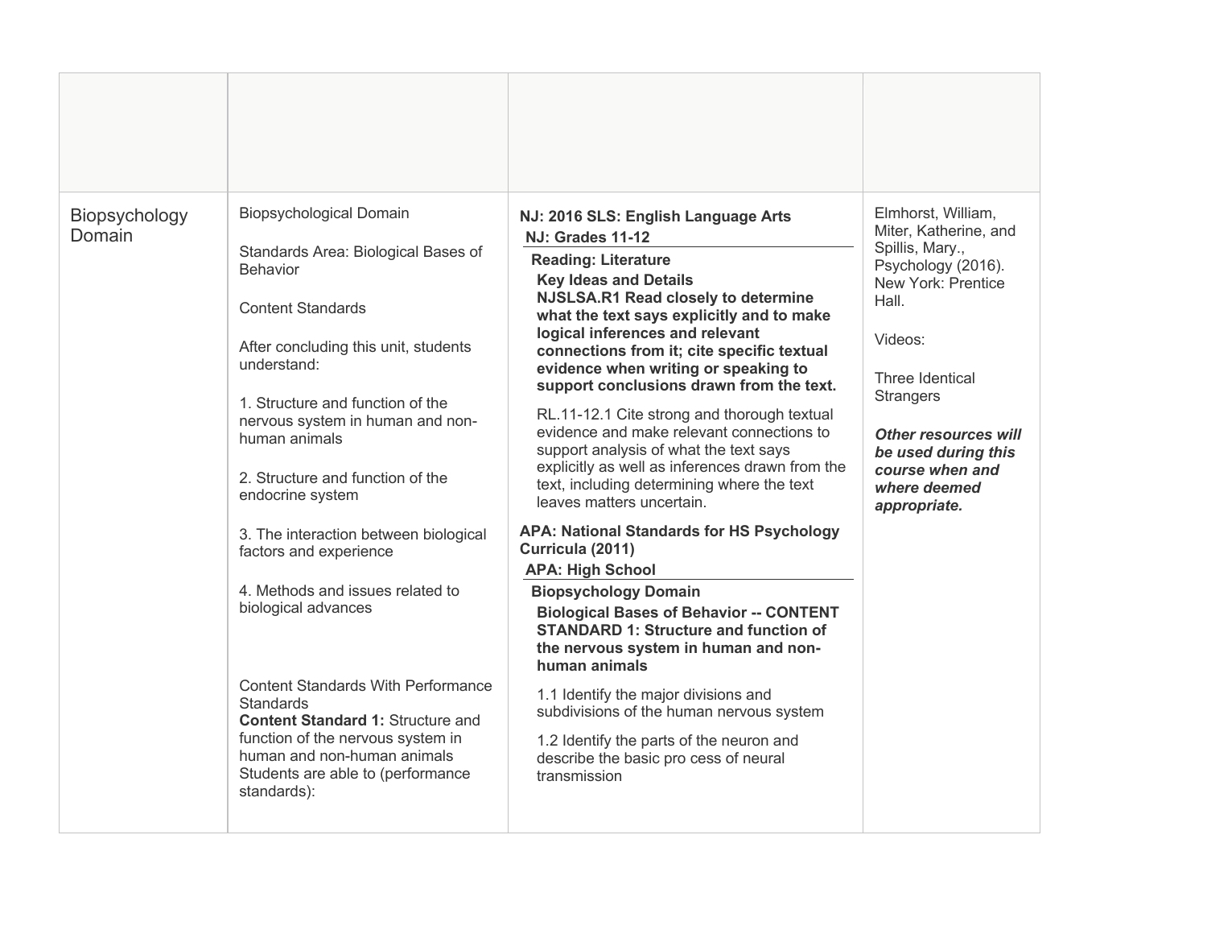| | | | |
|---|---|---|---|
| Biopsychology Domain | Biopsychological Domain<br><br>Standards Area: Biological Bases of Behavior<br><br>Content Standards<br><br>After concluding this unit, students understand:<br><br>1. Structure and function of the nervous system in human and non-human animals<br><br>2. Structure and function of the endocrine system<br><br>3. The interaction between biological factors and experience<br><br>4. Methods and issues related to biological advances<br><br>Content Standards With Performance Standards<br>**Content Standard 1:** Structure and function of the nervous system in human and non-human animals<br>Students are able to (performance standards): | **NJ: 2016 SLS: English Language Arts**<br>**NJ: Grades 11-12**<br>**Reading: Literature**<br>**Key Ideas and Details**<br>**NJSLSA.R1 Read closely to determine what the text says explicitly and to make logical inferences and relevant connections from it; cite specific textual evidence when writing or speaking to support conclusions drawn from the text.**<br><br>RL.11-12.1 Cite strong and thorough textual evidence and make relevant connections to support analysis of what the text says explicitly as well as inferences drawn from the text, including determining where the text leaves matters uncertain.<br><br>**APA: National Standards for HS Psychology Curricula (2011)**<br>**APA: High School**<br>**Biopsychology Domain**<br>**Biological Bases of Behavior -- CONTENT STANDARD 1: Structure and function of the nervous system in human and non-human animals**<br><br>1.1 Identify the major divisions and subdivisions of the human nervous system<br><br>1.2 Identify the parts of the neuron and describe the basic pro cess of neural transmission | Elmhorst, William, Miter, Katherine, and Spillis, Mary., Psychology (2016). New York: Prentice Hall.<br><br>Videos:<br><br>Three Identical Strangers<br><br>***Other resources will be used during this course when and where deemed appropriate.*** |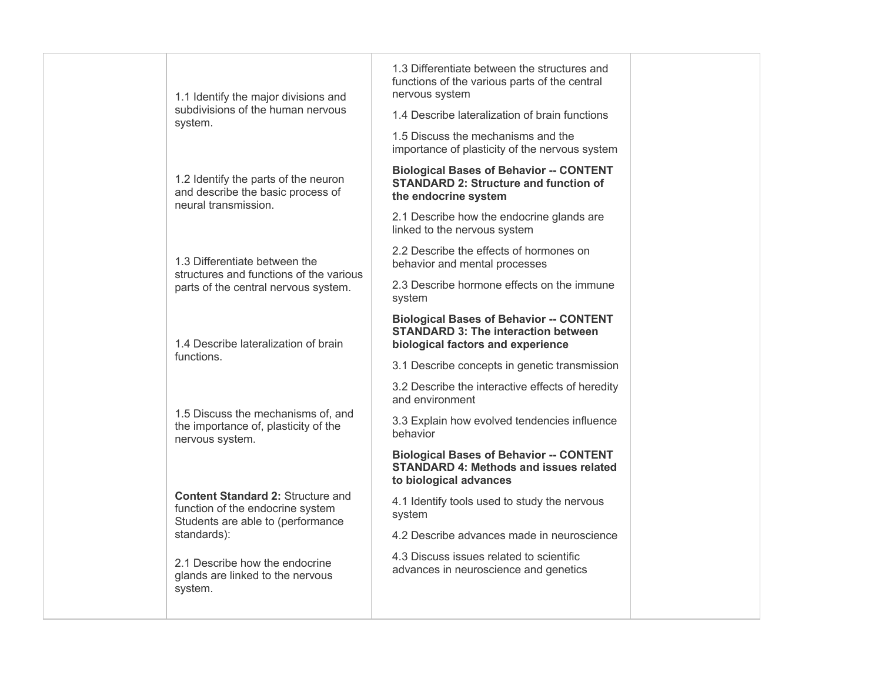| | | | |
|---|---|---|---|
| | 1.1 Identify the major divisions and subdivisions of the human nervous system.<br><br>1.2 Identify the parts of the neuron and describe the basic process of neural transmission.<br><br>1.3 Differentiate between the structures and functions of the various parts of the central nervous system.<br><br>1.4 Describe lateralization of brain functions.<br><br>1.5 Discuss the mechanisms of, and the importance of, plasticity of the nervous system.<br><br>**Content Standard 2:** Structure and function of the endocrine system Students are able to (performance standards):<br><br>2.1 Describe how the endocrine glands are linked to the nervous system. | 1.3 Differentiate between the structures and functions of the various parts of the central nervous system<br><br>1.4 Describe lateralization of brain functions<br><br>1.5 Discuss the mechanisms and the importance of plasticity of the nervous system<br><br>**Biological Bases of Behavior -- CONTENT STANDARD 2: Structure and function of the endocrine system**<br><br>2.1 Describe how the endocrine glands are linked to the nervous system<br><br>2.2 Describe the effects of hormones on behavior and mental processes<br><br>2.3 Describe hormone effects on the immune system<br><br>**Biological Bases of Behavior -- CONTENT STANDARD 3: The interaction between biological factors and experience**<br><br>3.1 Describe concepts in genetic transmission<br><br>3.2 Describe the interactive effects of heredity and environment<br><br>3.3 Explain how evolved tendencies influence behavior<br><br>**Biological Bases of Behavior -- CONTENT STANDARD 4: Methods and issues related to biological advances**<br><br>4.1 Identify tools used to study the nervous system<br><br>4.2 Describe advances made in neuroscience<br><br>4.3 Discuss issues related to scientific advances in neuroscience and genetics | |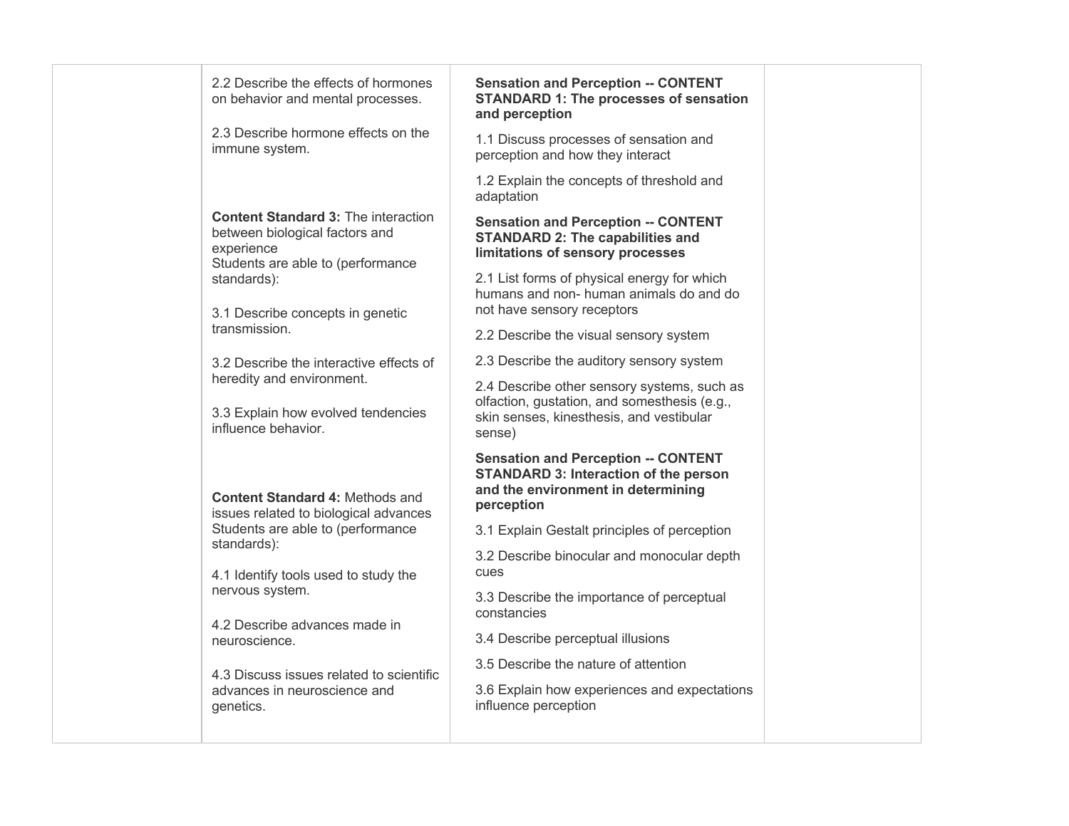| | | | |
|---|---|---|---|
| | 2.2 Describe the effects of hormones on behavior and mental processes.<br><br>2.3 Describe hormone effects on the immune system.<br><br>**Content Standard 3:** The interaction between biological factors and experience<br>Students are able to (performance standards):<br><br>3.1 Describe concepts in genetic transmission.<br><br>3.2 Describe the interactive effects of heredity and environment.<br><br>3.3 Explain how evolved tendencies influence behavior.<br><br>**Content Standard 4:** Methods and issues related to biological advances<br>Students are able to (performance standards):<br><br>4.1 Identify tools used to study the nervous system.<br><br>4.2 Describe advances made in neuroscience.<br><br>4.3 Discuss issues related to scientific advances in neuroscience and genetics. | **Sensation and Perception -- CONTENT STANDARD 1: The processes of sensation and perception**<br><br>1.1 Discuss processes of sensation and perception and how they interact<br><br>1.2 Explain the concepts of threshold and adaptation<br><br>**Sensation and Perception -- CONTENT STANDARD 2: The capabilities and limitations of sensory processes**<br><br>2.1 List forms of physical energy for which humans and non- human animals do and do not have sensory receptors<br><br>2.2 Describe the visual sensory system<br><br>2.3 Describe the auditory sensory system<br><br>2.4 Describe other sensory systems, such as olfaction, gustation, and somesthesis (e.g., skin senses, kinesthesis, and vestibular sense)<br><br>**Sensation and Perception -- CONTENT STANDARD 3: Interaction of the person and the environment in determining perception**<br><br>3.1 Explain Gestalt principles of perception<br><br>3.2 Describe binocular and monocular depth cues<br><br>3.3 Describe the importance of perceptual constancies<br><br>3.4 Describe perceptual illusions<br><br>3.5 Describe the nature of attention<br><br>3.6 Explain how experiences and expectations influence perception | |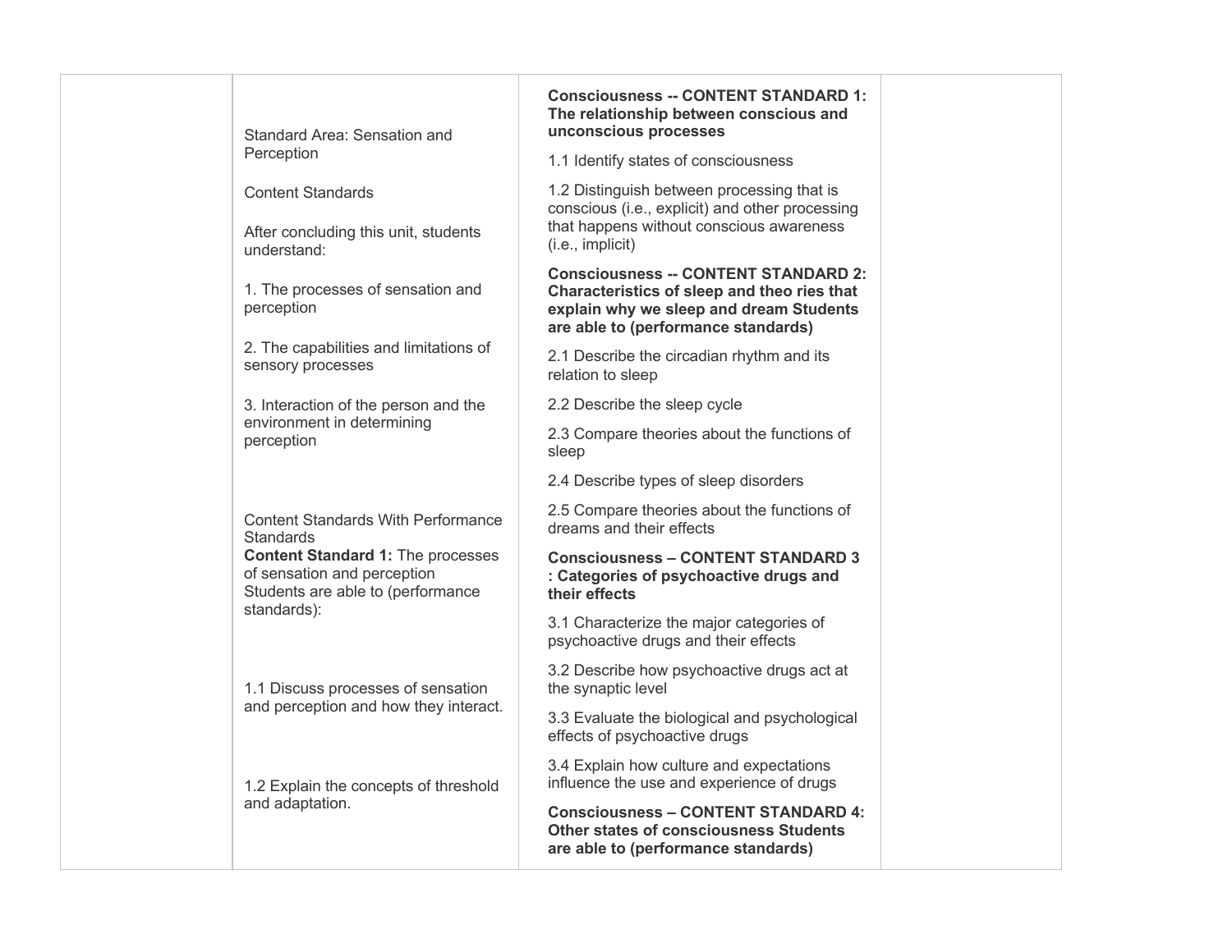| | Standard Area: Sensation and Perception<br><br>Content Standards<br><br>After concluding this unit, students understand:<br><br>1. The processes of sensation and perception<br><br>2. The capabilities and limitations of sensory processes<br><br>3. Interaction of the person and the environment in determining perception<br><br>Content Standards With Performance Standards<br>**Content Standard 1:** The processes of sensation and perception<br>Students are able to (performance standards):<br><br>1.1 Discuss processes of sensation and perception and how they interact.<br><br>1.2 Explain the concepts of threshold and adaptation. | **Consciousness -- CONTENT STANDARD 1: The relationship between conscious and unconscious processes**<br><br>1.1 Identify states of consciousness<br><br>1.2 Distinguish between processing that is conscious (i.e., explicit) and other processing that happens without conscious awareness (i.e., implicit)<br><br>**Consciousness -- CONTENT STANDARD 2: Characteristics of sleep and theo ries that explain why we sleep and dream Students are able to (performance standards)**<br><br>2.1 Describe the circadian rhythm and its relation to sleep<br><br>2.2 Describe the sleep cycle<br><br>2.3 Compare theories about the functions of sleep<br><br>2.4 Describe types of sleep disorders<br><br>2.5 Compare theories about the functions of dreams and their effects<br><br>**Consciousness – CONTENT STANDARD 3 : Categories of psychoactive drugs and their effects**<br><br>3.1 Characterize the major categories of psychoactive drugs and their effects<br><br>3.2 Describe how psychoactive drugs act at the synaptic level<br><br>3.3 Evaluate the biological and psychological effects of psychoactive drugs<br><br>3.4 Explain how culture and expectations influence the use and experience of drugs<br><br>**Consciousness – CONTENT STANDARD 4: Other states of consciousness Students are able to (performance standards)** | |
|---|---|---|---|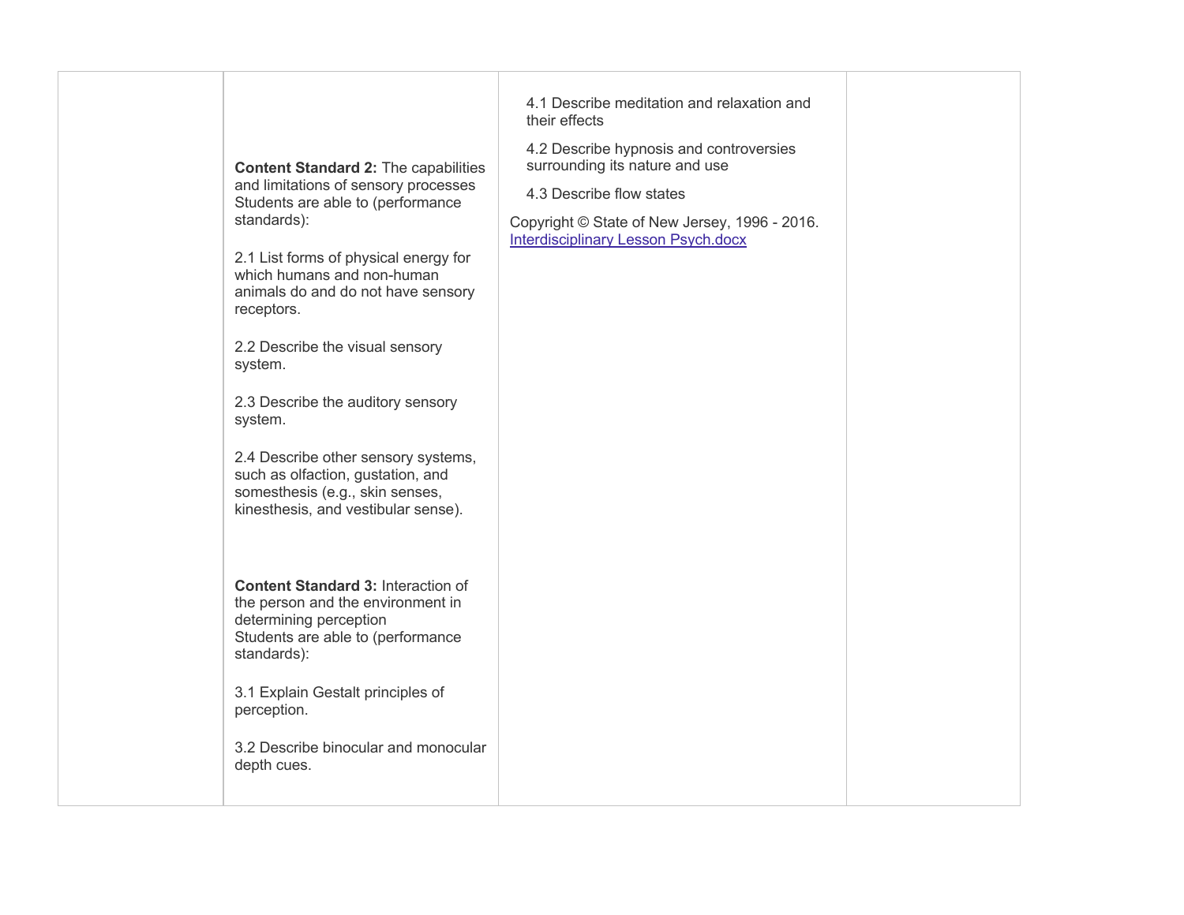| | | | |
|---|---|---|---|
| | **Content Standard 2:** The capabilities and limitations of sensory processes<br>Students are able to (performance standards):<br><br>2.1 List forms of physical energy for which humans and non-human animals do and do not have sensory receptors.<br><br>2.2 Describe the visual sensory system.<br><br>2.3 Describe the auditory sensory system.<br><br>2.4 Describe other sensory systems, such as olfaction, gustation, and somesthesis (e.g., skin senses, kinesthesis, and vestibular sense).<br><br>**Content Standard 3:** Interaction of the person and the environment in determining perception<br>Students are able to (performance standards):<br><br>3.1 Explain Gestalt principles of perception.<br><br>3.2 Describe binocular and monocular depth cues. | 4.1 Describe meditation and relaxation and their effects<br><br>4.2 Describe hypnosis and controversies surrounding its nature and use<br><br>4.3 Describe flow states<br><br>Copyright © State of New Jersey, 1996 - 2016.<br>[Interdisciplinary Lesson Psych.docx]() | |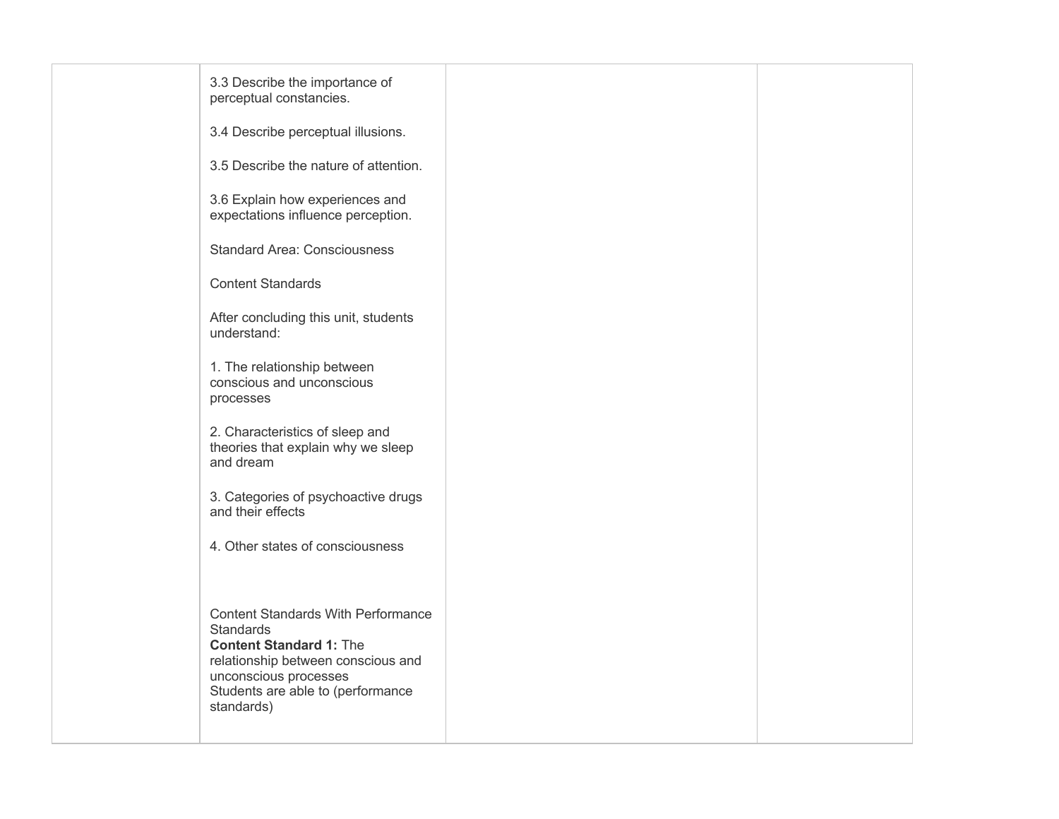|  | 3.3 Describe the importance of perceptual constancies.<br><br>3.4 Describe perceptual illusions.<br><br>3.5 Describe the nature of attention.<br><br>3.6 Explain how experiences and expectations influence perception.<br><br>Standard Area: Consciousness<br><br>Content Standards<br><br>After concluding this unit, students understand:<br><br>1. The relationship between conscious and unconscious processes<br><br>2. Characteristics of sleep and theories that explain why we sleep and dream<br><br>3. Categories of psychoactive drugs and their effects<br><br>4. Other states of consciousness<br><br>Content Standards With Performance Standards<br>**Content Standard 1:** The relationship between conscious and unconscious processes<br>Students are able to (performance standards) |  |  |
|---|---|---|---|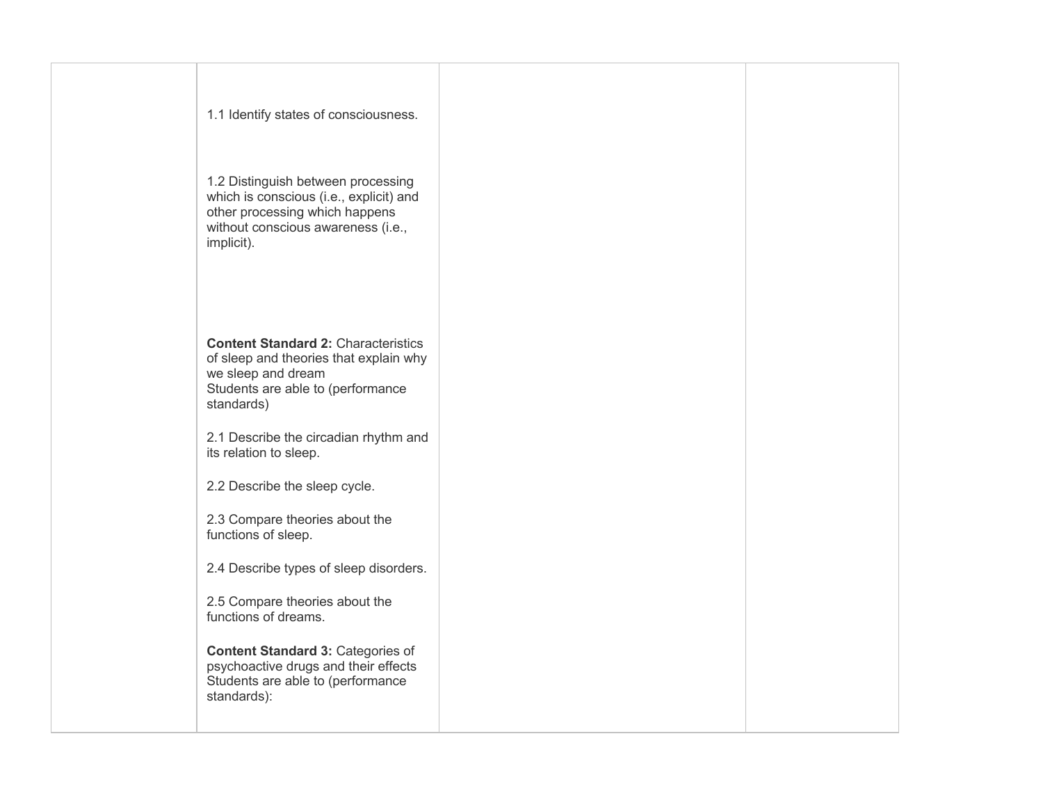| | | | |
|---|---|---|---|
| | 1.1 Identify states of consciousness.<br><br>1.2 Distinguish between processing which is conscious (i.e., explicit) and other processing which happens without conscious awareness (i.e., implicit).<br><br>**Content Standard 2:** Characteristics of sleep and theories that explain why we sleep and dream<br>Students are able to (performance standards)<br><br>2.1 Describe the circadian rhythm and its relation to sleep.<br><br>2.2 Describe the sleep cycle.<br><br>2.3 Compare theories about the functions of sleep.<br><br>2.4 Describe types of sleep disorders.<br><br>2.5 Compare theories about the functions of dreams.<br><br>**Content Standard 3:** Categories of psychoactive drugs and their effects<br>Students are able to (performance standards): | | |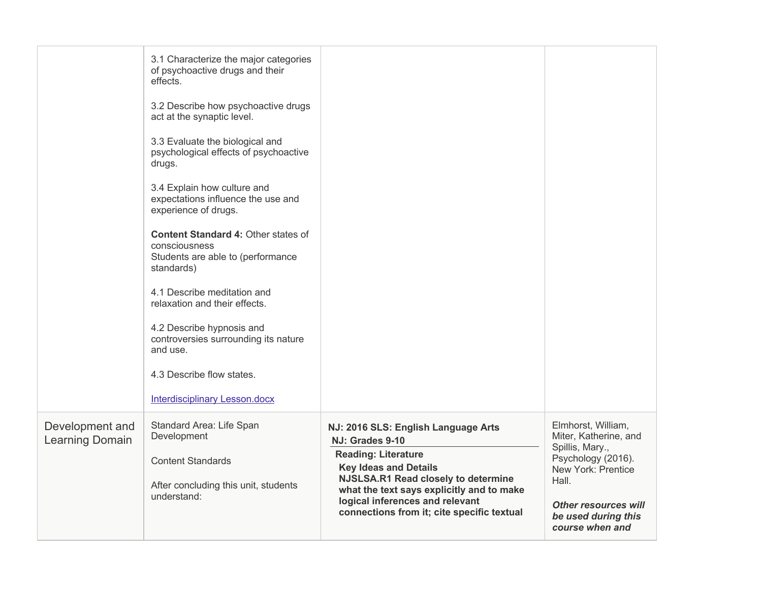| | | | |
|---|---|---|---|
| | 3.1 Characterize the major categories of psychoactive drugs and their effects.<br><br>3.2 Describe how psychoactive drugs act at the synaptic level.<br><br>3.3 Evaluate the biological and psychological effects of psychoactive drugs.<br><br>3.4 Explain how culture and expectations influence the use and experience of drugs.<br><br>**Content Standard 4:** Other states of consciousness<br>Students are able to (performance standards)<br><br>4.1 Describe meditation and relaxation and their effects.<br><br>4.2 Describe hypnosis and controversies surrounding its nature and use.<br><br>4.3 Describe flow states.<br><br>[Interdisciplinary Lesson.docx]() | | |
| Development and Learning Domain | Standard Area: Life Span Development<br><br>Content Standards<br><br>After concluding this unit, students understand: | **NJ: 2016 SLS: English Language Arts**<br>**NJ: Grades 9-10**<br>**Reading: Literature**<br>**Key Ideas and Details**<br>**NJSLSA.R1 Read closely to determine what the text says explicitly and to make logical inferences and relevant connections from it; cite specific textual** | Elmhorst, William, Miter, Katherine, and Spillis, Mary., Psychology (2016). New York: Prentice Hall.<br><br>***Other resources will be used during this course when and*** |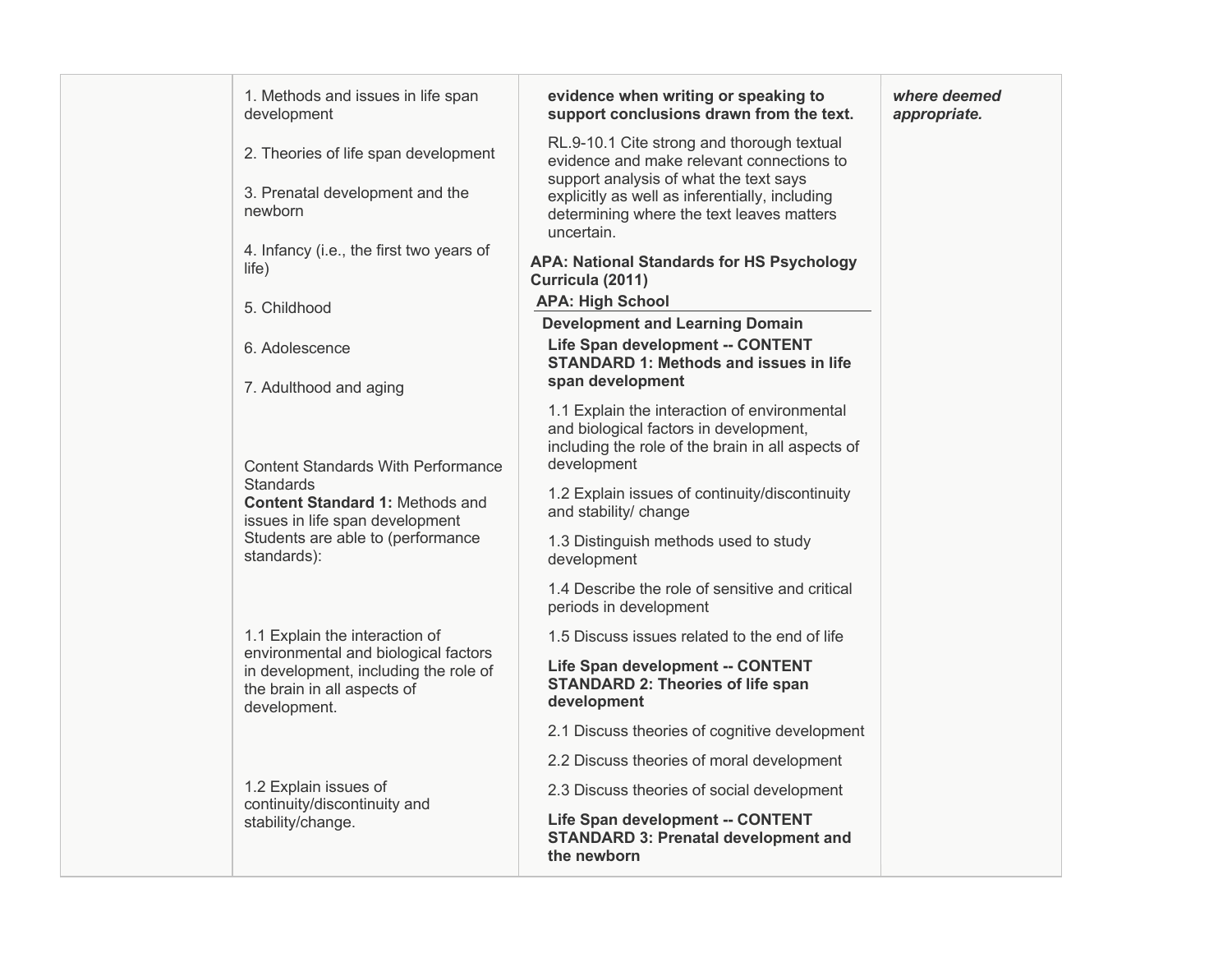| | | | |
|---|---|---|---|
| | 1. Methods and issues in life span development<br><br>2. Theories of life span development<br><br>3. Prenatal development and the newborn<br><br>4. Infancy (i.e., the first two years of life)<br><br>5. Childhood<br><br>6. Adolescence<br><br>7. Adulthood and aging<br><br>Content Standards With Performance Standards<br>**Content Standard 1:** Methods and issues in life span development<br>Students are able to (performance standards):<br><br>1.1 Explain the interaction of environmental and biological factors in development, including the role of the brain in all aspects of development.<br><br>1.2 Explain issues of continuity/discontinuity and stability/change. | **evidence when writing or speaking to support conclusions drawn from the text.**<br><br>RL.9-10.1 Cite strong and thorough textual evidence and make relevant connections to support analysis of what the text says explicitly as well as inferentially, including determining where the text leaves matters uncertain.<br><br>**APA: National Standards for HS Psychology Curricula (2011)**<br>**APA: High School**<br>**Development and Learning Domain**<br>**Life Span development -- CONTENT STANDARD 1: Methods and issues in life span development**<br><br>1.1 Explain the interaction of environmental and biological factors in development, including the role of the brain in all aspects of development<br><br>1.2 Explain issues of continuity/discontinuity and stability/ change<br><br>1.3 Distinguish methods used to study development<br><br>1.4 Describe the role of sensitive and critical periods in development<br><br>1.5 Discuss issues related to the end of life<br><br>**Life Span development -- CONTENT STANDARD 2: Theories of life span development**<br><br>2.1 Discuss theories of cognitive development<br><br>2.2 Discuss theories of moral development<br><br>2.3 Discuss theories of social development<br><br>**Life Span development -- CONTENT STANDARD 3: Prenatal development and the newborn** | ***where deemed appropriate.*** |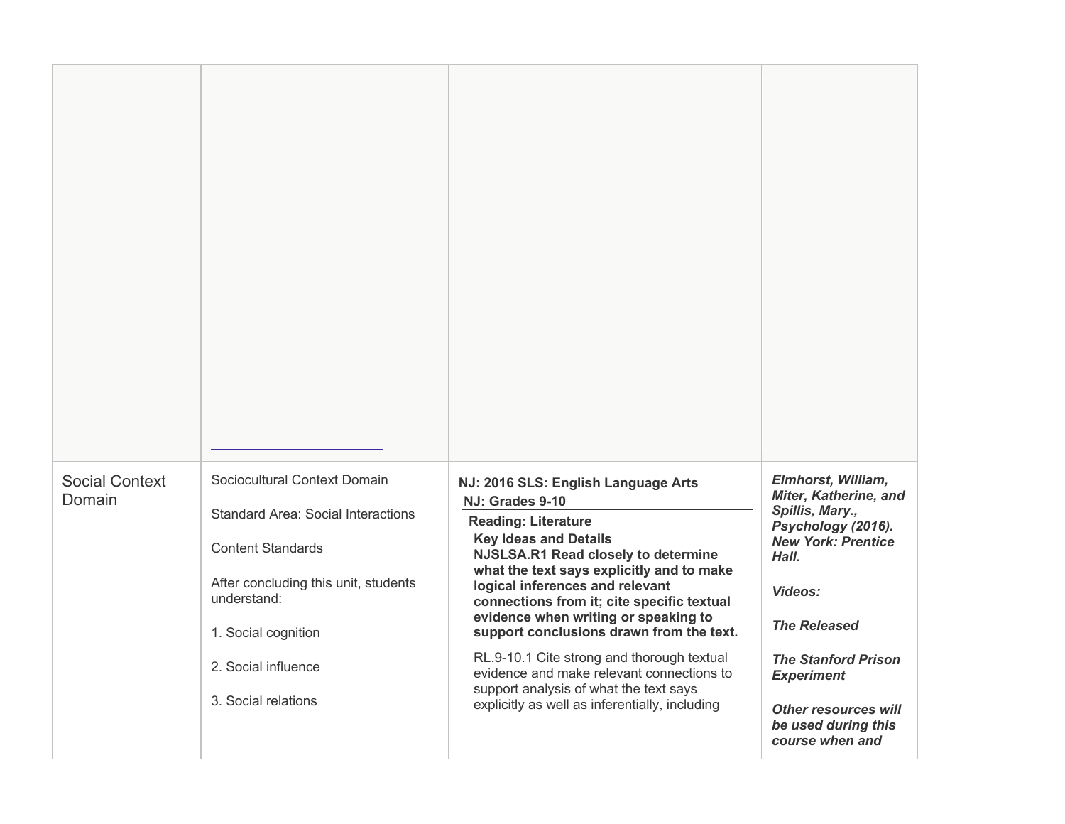| | | | |
|---|---|---|---|
| | | | |
| Social Context Domain | Sociocultural Context Domain<br><br>Standard Area: Social Interactions<br><br>Content Standards<br><br>After concluding this unit, students understand:<br><br>1. Social cognition<br><br>2. Social influence<br><br>3. Social relations | **NJ: 2016 SLS: English Language Arts**<br>**NJ: Grades 9-10**<br>**Reading: Literature**<br>**Key Ideas and Details**<br>**NJSLSA.R1 Read closely to determine what the text says explicitly and to make logical inferences and relevant connections from it; cite specific textual evidence when writing or speaking to support conclusions drawn from the text.**<br><br>RL.9-10.1 Cite strong and thorough textual evidence and make relevant connections to support analysis of what the text says explicitly as well as inferentially, including | ***Elmhorst, William, Miter, Katherine, and Spillis, Mary., Psychology (2016). New York: Prentice Hall.***<br><br>***Videos:***<br><br>***The Released***<br><br>***The Stanford Prison Experiment***<br><br>***Other resources will be used during this course when and*** |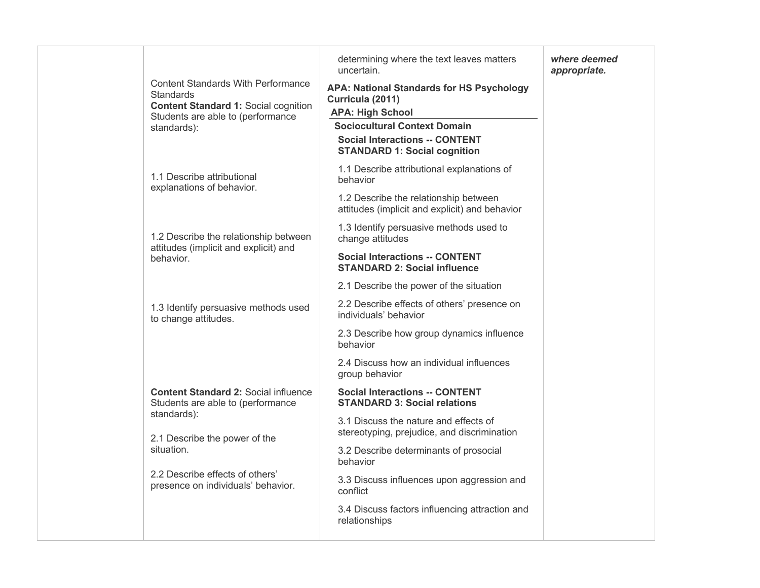| | | | |
|---|---|---|---|
| | Content Standards With Performance Standards<br>**Content Standard 1:** Social cognition<br>Students are able to (performance standards):<br><br>1.1 Describe attributional explanations of behavior.<br><br>1.2 Describe the relationship between attitudes (implicit and explicit) and behavior.<br><br>1.3 Identify persuasive methods used to change attitudes.<br><br>**Content Standard 2:** Social influence<br>Students are able to (performance standards):<br><br>2.1 Describe the power of the situation.<br><br>2.2 Describe effects of others' presence on individuals' behavior. | determining where the text leaves matters uncertain.<br><br>**APA: National Standards for HS Psychology Curricula (2011)**<br>**APA: High School**<br>**Sociocultural Context Domain**<br>**Social Interactions -- CONTENT STANDARD 1: Social cognition**<br><br>1.1 Describe attributional explanations of behavior<br><br>1.2 Describe the relationship between attitudes (implicit and explicit) and behavior<br><br>1.3 Identify persuasive methods used to change attitudes<br><br>**Social Interactions -- CONTENT STANDARD 2: Social influence**<br><br>2.1 Describe the power of the situation<br><br>2.2 Describe effects of others' presence on individuals' behavior<br><br>2.3 Describe how group dynamics influence behavior<br><br>2.4 Discuss how an individual influences group behavior<br><br>**Social Interactions -- CONTENT STANDARD 3: Social relations**<br><br>3.1 Discuss the nature and effects of stereotyping, prejudice, and discrimination<br><br>3.2 Describe determinants of prosocial behavior<br><br>3.3 Discuss influences upon aggression and conflict<br><br>3.4 Discuss factors influencing attraction and relationships | ***where deemed appropriate.*** |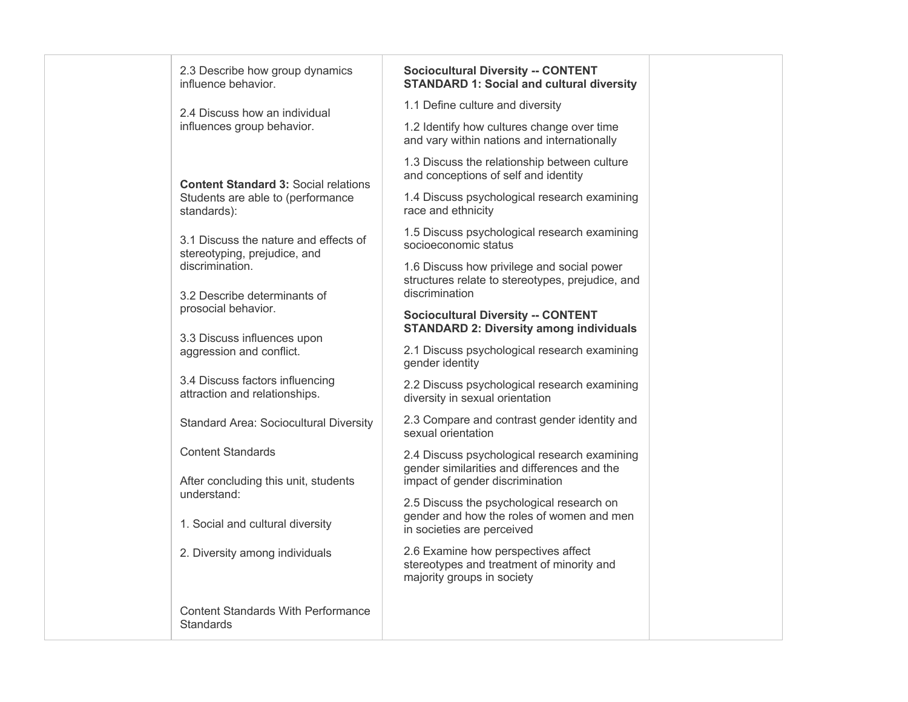| | | | |
|---|---|---|---|
| | 2.3 Describe how group dynamics influence behavior.<br><br>2.4 Discuss how an individual influences group behavior.<br><br>**Content Standard 3:** Social relations Students are able to (performance standards):<br><br>3.1 Discuss the nature and effects of stereotyping, prejudice, and discrimination.<br><br>3.2 Describe determinants of prosocial behavior.<br><br>3.3 Discuss influences upon aggression and conflict.<br><br>3.4 Discuss factors influencing attraction and relationships.<br><br>Standard Area: Sociocultural Diversity<br><br>Content Standards<br><br>After concluding this unit, students understand:<br><br>1. Social and cultural diversity<br><br>2. Diversity among individuals<br><br>Content Standards With Performance Standards | **Sociocultural Diversity -- CONTENT STANDARD 1: Social and cultural diversity**<br><br>1.1 Define culture and diversity<br><br>1.2 Identify how cultures change over time and vary within nations and internationally<br><br>1.3 Discuss the relationship between culture and conceptions of self and identity<br><br>1.4 Discuss psychological research examining race and ethnicity<br><br>1.5 Discuss psychological research examining socioeconomic status<br><br>1.6 Discuss how privilege and social power structures relate to stereotypes, prejudice, and discrimination<br><br>**Sociocultural Diversity -- CONTENT STANDARD 2: Diversity among individuals**<br><br>2.1 Discuss psychological research examining gender identity<br><br>2.2 Discuss psychological research examining diversity in sexual orientation<br><br>2.3 Compare and contrast gender identity and sexual orientation<br><br>2.4 Discuss psychological research examining gender similarities and differences and the impact of gender discrimination<br><br>2.5 Discuss the psychological research on gender and how the roles of women and men in societies are perceived<br><br>2.6 Examine how perspectives affect stereotypes and treatment of minority and majority groups in society | |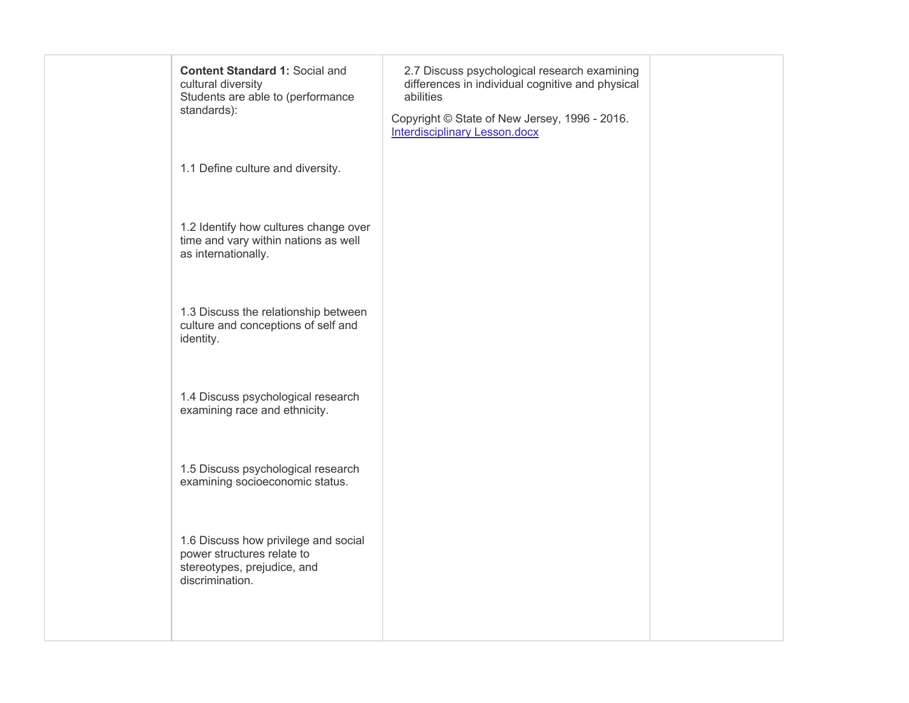| | | | |
|---|---|---|---|
| | **Content Standard 1:** Social and cultural diversity<br>Students are able to (performance standards):<br><br>1.1 Define culture and diversity.<br><br>1.2 Identify how cultures change over time and vary within nations as well as internationally.<br><br>1.3 Discuss the relationship between culture and conceptions of self and identity.<br><br>1.4 Discuss psychological research examining race and ethnicity.<br><br>1.5 Discuss psychological research examining socioeconomic status.<br><br>1.6 Discuss how privilege and social power structures relate to stereotypes, prejudice, and discrimination. | 2.7 Discuss psychological research examining differences in individual cognitive and physical abilities<br><br>Copyright © State of New Jersey, 1996 - 2016.<br>[Interdisciplinary Lesson.docx]() | |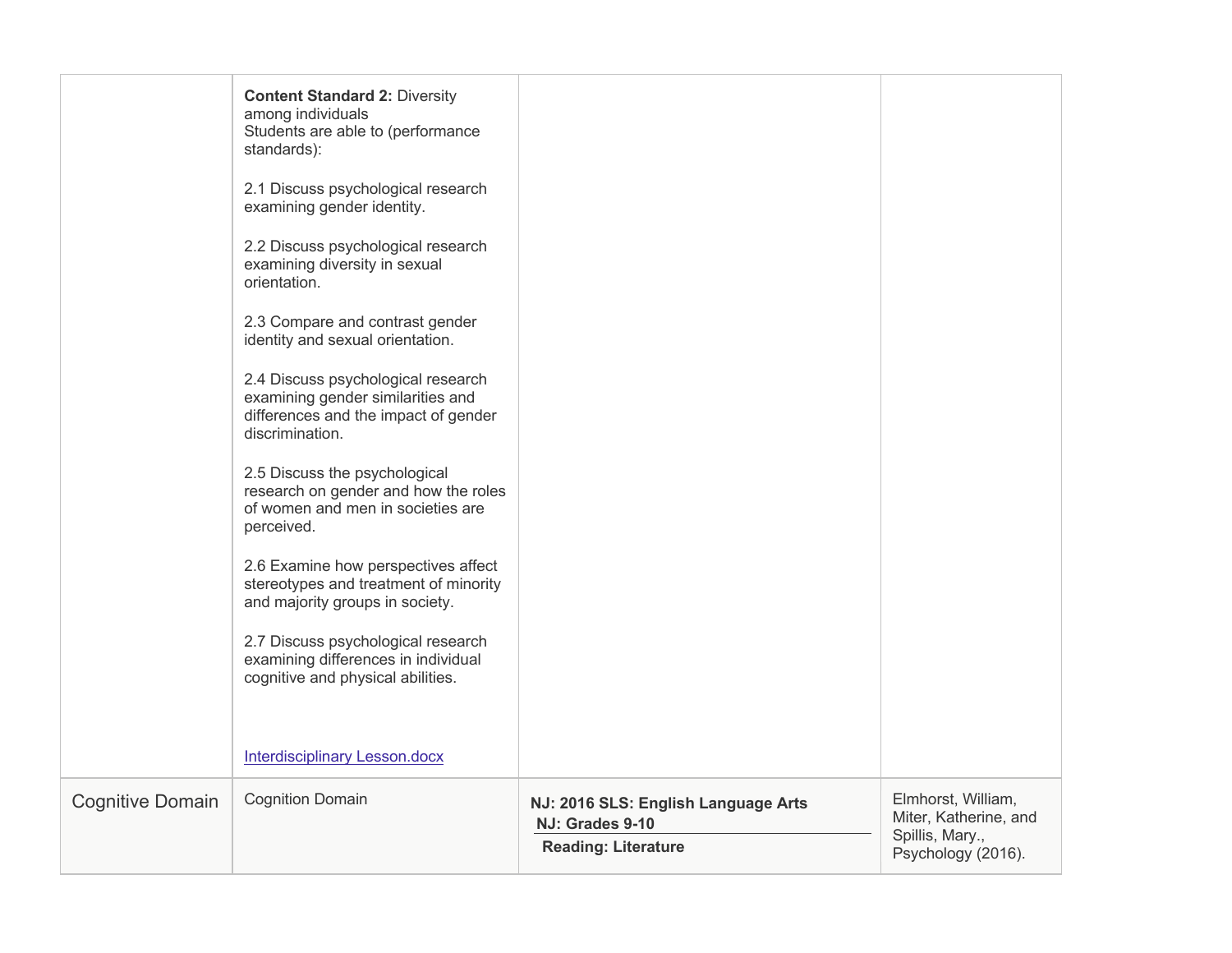| | | | |
|---|---|---|---|
| | **Content Standard 2:** Diversity among individuals<br>Students are able to (performance standards):<br><br>2.1 Discuss psychological research examining gender identity.<br><br>2.2 Discuss psychological research examining diversity in sexual orientation.<br><br>2.3 Compare and contrast gender identity and sexual orientation.<br><br>2.4 Discuss psychological research examining gender similarities and differences and the impact of gender discrimination.<br><br>2.5 Discuss the psychological research on gender and how the roles of women and men in societies are perceived.<br><br>2.6 Examine how perspectives affect stereotypes and treatment of minority and majority groups in society.<br><br>2.7 Discuss psychological research examining differences in individual cognitive and physical abilities.<br><br>Interdisciplinary Lesson.docx | | |
| Cognitive Domain | Cognition Domain | **NJ: 2016 SLS: English Language Arts**<br>**NJ: Grades 9-10**<br>**Reading: Literature** | Elmhorst, William, Miter, Katherine, and Spillis, Mary., Psychology (2016). |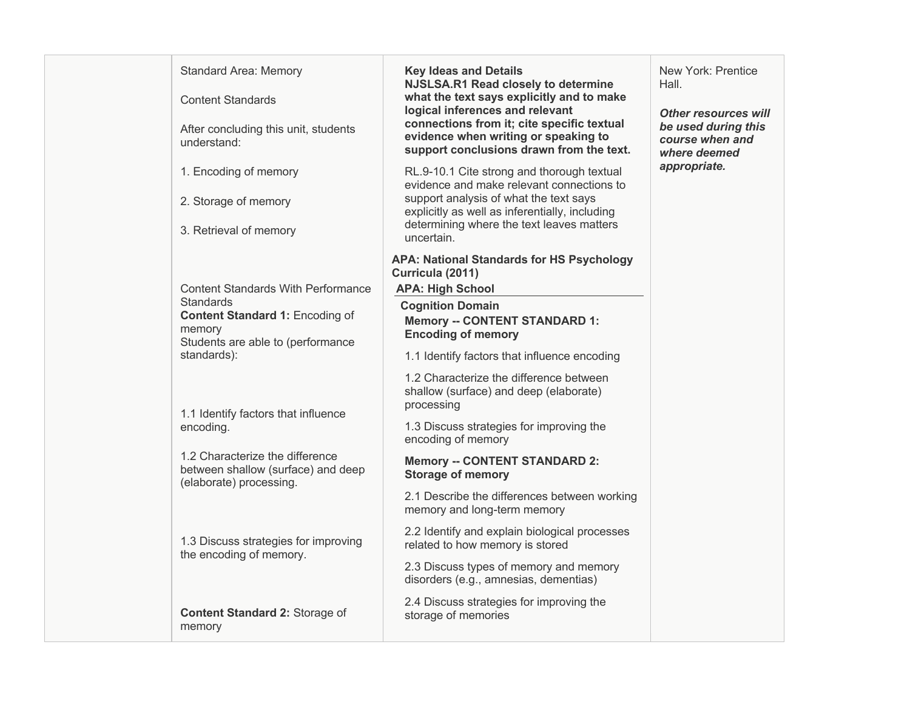| | Standard Area: Memory<br><br>Content Standards<br><br>After concluding this unit, students understand:<br><br>1. Encoding of memory<br><br>2. Storage of memory<br><br>3. Retrieval of memory<br><br>Content Standards With Performance Standards<br>**Content Standard 1:** Encoding of memory<br>Students are able to (performance standards):<br><br>1.1 Identify factors that influence encoding.<br><br>1.2 Characterize the difference between shallow (surface) and deep (elaborate) processing.<br><br>1.3 Discuss strategies for improving the encoding of memory.<br><br>**Content Standard 2:** Storage of memory | **Key Ideas and Details**<br>**NJSLSA.R1 Read closely to determine what the text says explicitly and to make logical inferences and relevant connections from it; cite specific textual evidence when writing or speaking to support conclusions drawn from the text.**<br><br>RL.9-10.1 Cite strong and thorough textual evidence and make relevant connections to support analysis of what the text says explicitly as well as inferentially, including determining where the text leaves matters uncertain.<br><br>**APA: National Standards for HS Psychology Curricula (2011)**<br>**APA: High School**<br>**Cognition Domain**<br>**Memory -- CONTENT STANDARD 1: Encoding of memory**<br><br>1.1 Identify factors that influence encoding<br><br>1.2 Characterize the difference between shallow (surface) and deep (elaborate) processing<br><br>1.3 Discuss strategies for improving the encoding of memory<br><br>**Memory -- CONTENT STANDARD 2: Storage of memory**<br><br>2.1 Describe the differences between working memory and long-term memory<br><br>2.2 Identify and explain biological processes related to how memory is stored<br><br>2.3 Discuss types of memory and memory disorders (e.g., amnesias, dementias)<br><br>2.4 Discuss strategies for improving the storage of memories | New York: Prentice Hall.<br><br>***Other resources will be used during this course when and where deemed appropriate.*** |
|---|---|---|---|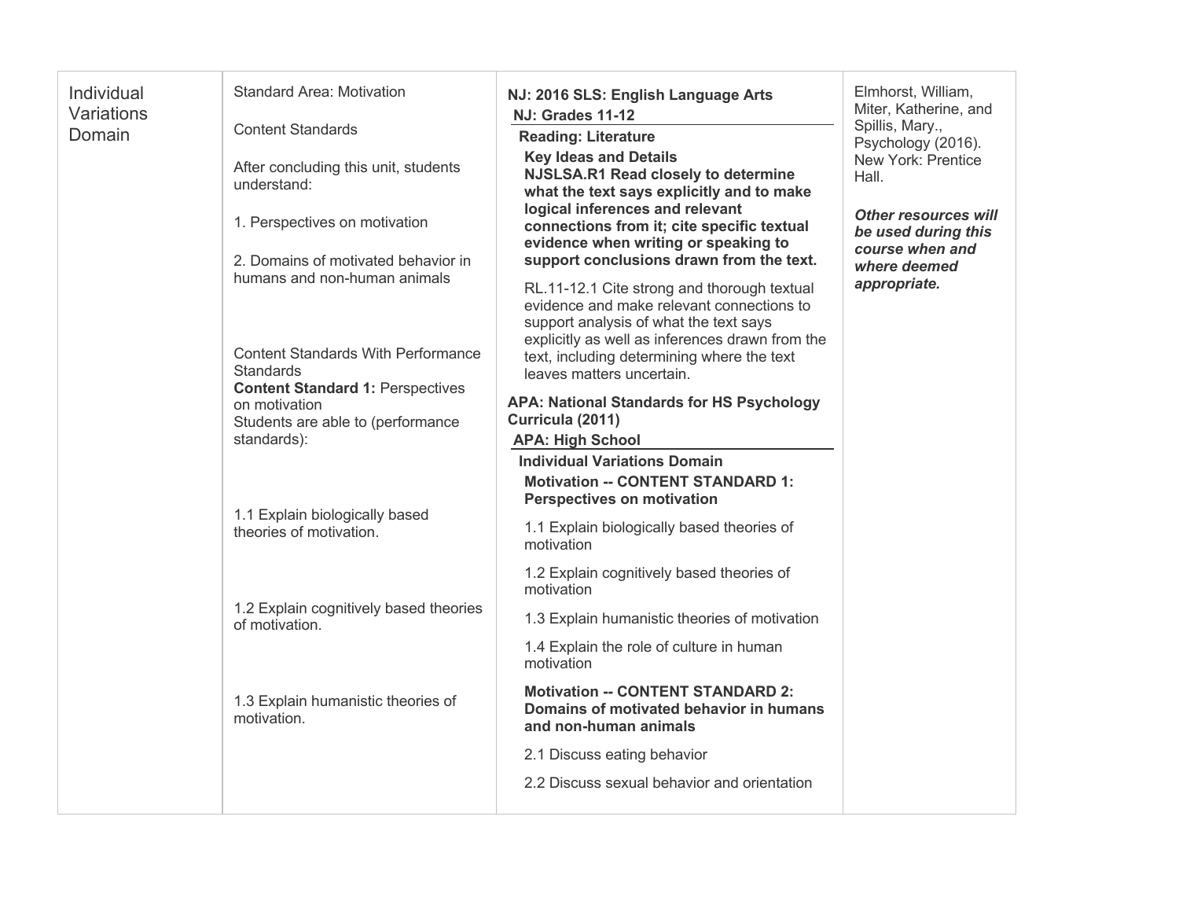| Individual Variations Domain | Standard Area: Motivation<br><br>Content Standards<br><br>After concluding this unit, students understand:<br><br>1. Perspectives on motivation<br><br>2. Domains of motivated behavior in humans and non-human animals<br><br>Content Standards With Performance Standards<br>**Content Standard 1:** Perspectives on motivation<br>Students are able to (performance standards):<br><br>1.1 Explain biologically based theories of motivation.<br><br>1.2 Explain cognitively based theories of motivation.<br><br>1.3 Explain humanistic theories of motivation. | **NJ: 2016 SLS: English Language Arts**<br>**NJ: Grades 11-12**<br>**Reading: Literature**<br>**Key Ideas and Details**<br>**NJSLSA.R1 Read closely to determine what the text says explicitly and to make logical inferences and relevant connections from it; cite specific textual evidence when writing or speaking to support conclusions drawn from the text.**<br>RL.11-12.1 Cite strong and thorough textual evidence and make relevant connections to support analysis of what the text says explicitly as well as inferences drawn from the text, including determining where the text leaves matters uncertain.<br><br>**APA: National Standards for HS Psychology Curricula (2011)**<br>**APA: High School**<br>**Individual Variations Domain**<br>**Motivation -- CONTENT STANDARD 1: Perspectives on motivation**<br>1.1 Explain biologically based theories of motivation<br>1.2 Explain cognitively based theories of motivation<br>1.3 Explain humanistic theories of motivation<br>1.4 Explain the role of culture in human motivation<br>**Motivation -- CONTENT STANDARD 2: Domains of motivated behavior in humans and non-human animals**<br>2.1 Discuss eating behavior<br>2.2 Discuss sexual behavior and orientation | Elmhorst, William, Miter, Katherine, and Spillis, Mary., Psychology (2016). New York: Prentice Hall.<br><br>***Other resources will be used during this course when and where deemed appropriate.*** |
|---|---|---|---|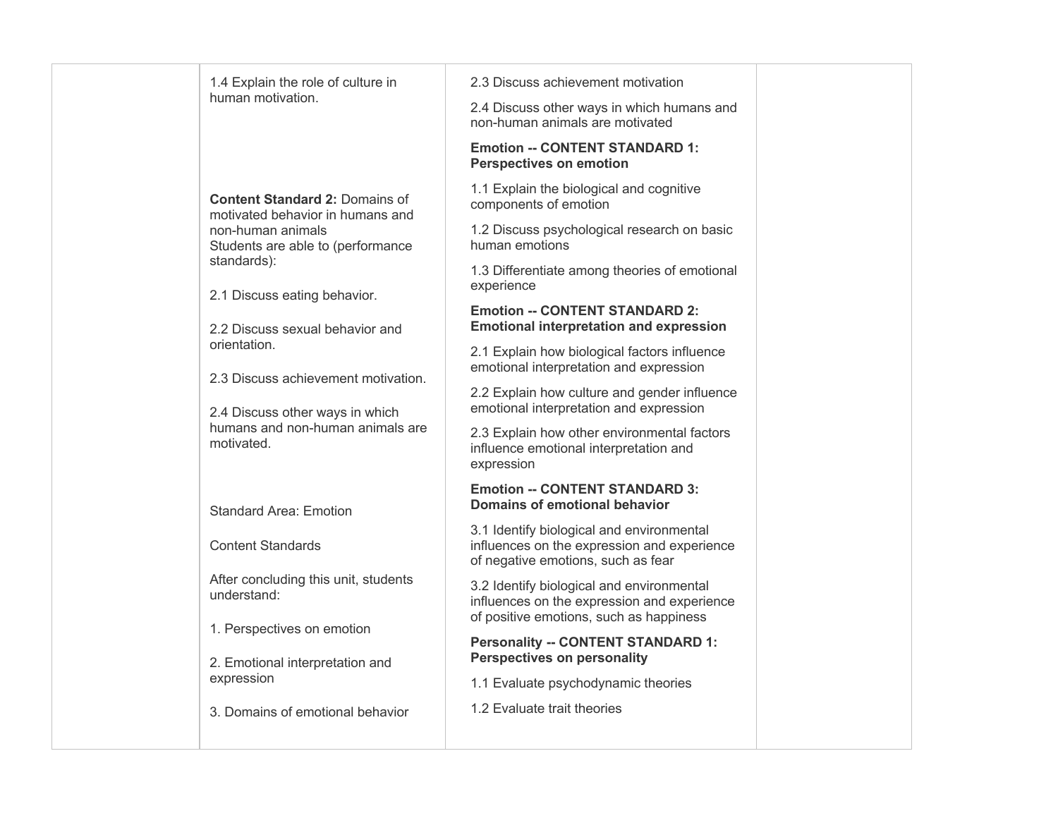| | | | |
|---|---|---|---|
| | 1.4 Explain the role of culture in human motivation.<br><br>**Content Standard 2:** Domains of motivated behavior in humans and non-human animals<br>Students are able to (performance standards):<br><br>2.1 Discuss eating behavior.<br><br>2.2 Discuss sexual behavior and orientation.<br><br>2.3 Discuss achievement motivation.<br><br>2.4 Discuss other ways in which humans and non-human animals are motivated.<br><br>Standard Area: Emotion<br><br>Content Standards<br><br>After concluding this unit, students understand:<br><br>1. Perspectives on emotion<br><br>2. Emotional interpretation and expression<br><br>3. Domains of emotional behavior | 2.3 Discuss achievement motivation<br><br>2.4 Discuss other ways in which humans and non-human animals are motivated<br><br>**Emotion -- CONTENT STANDARD 1: Perspectives on emotion**<br><br>1.1 Explain the biological and cognitive components of emotion<br><br>1.2 Discuss psychological research on basic human emotions<br><br>1.3 Differentiate among theories of emotional experience<br><br>**Emotion -- CONTENT STANDARD 2: Emotional interpretation and expression**<br><br>2.1 Explain how biological factors influence emotional interpretation and expression<br><br>2.2 Explain how culture and gender influence emotional interpretation and expression<br><br>2.3 Explain how other environmental factors influence emotional interpretation and expression<br><br>**Emotion -- CONTENT STANDARD 3: Domains of emotional behavior**<br><br>3.1 Identify biological and environmental influences on the expression and experience of negative emotions, such as fear<br><br>3.2 Identify biological and environmental influences on the expression and experience of positive emotions, such as happiness<br><br>**Personality -- CONTENT STANDARD 1: Perspectives on personality**<br><br>1.1 Evaluate psychodynamic theories<br><br>1.2 Evaluate trait theories | |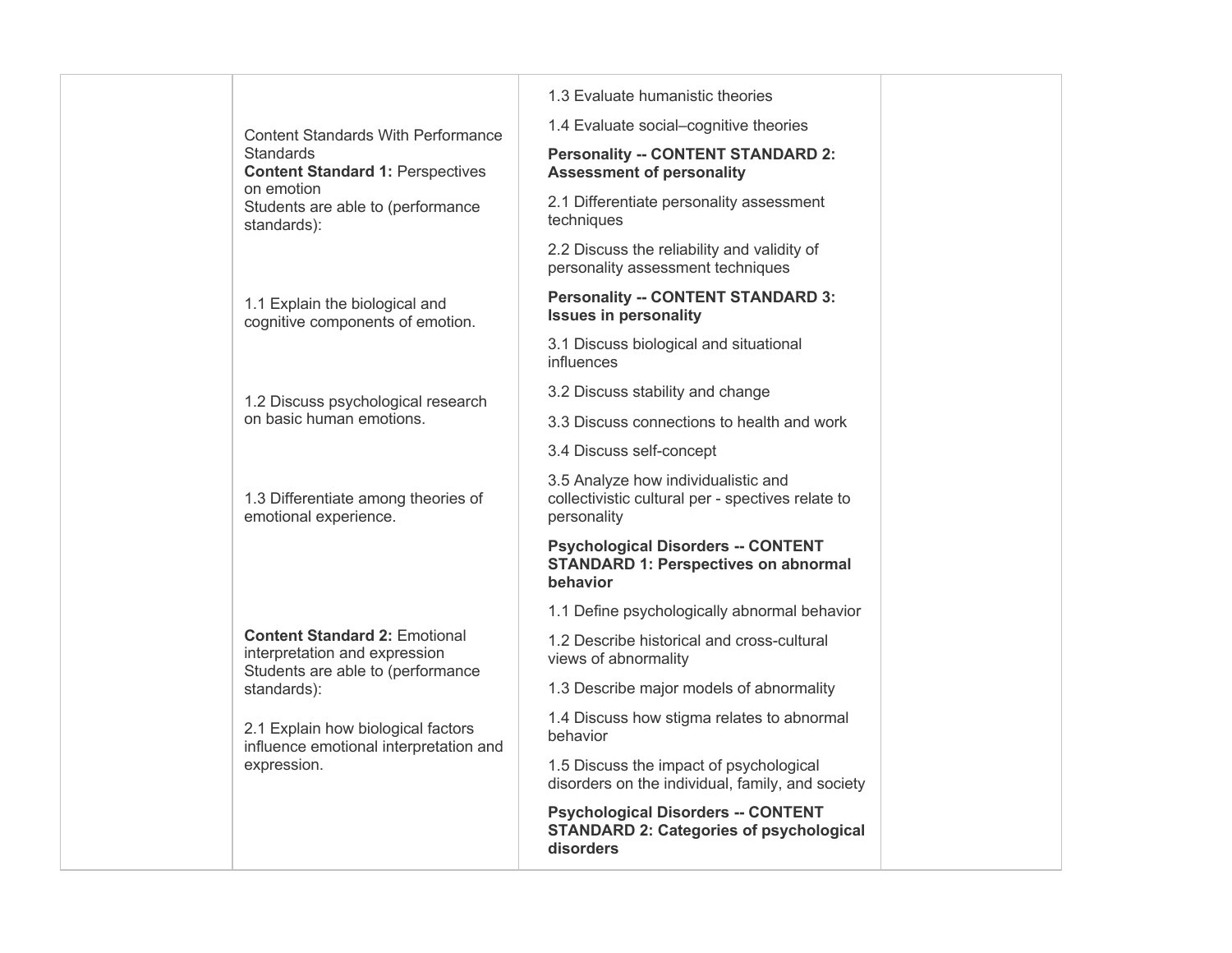| | | | |
|---|---|---|---|
| | Content Standards With Performance Standards<br>**Content Standard 1:** Perspectives on emotion<br>Students are able to (performance standards):<br><br>1.1 Explain the biological and cognitive components of emotion.<br><br>1.2 Discuss psychological research on basic human emotions.<br><br>1.3 Differentiate among theories of emotional experience.<br><br>**Content Standard 2:** Emotional interpretation and expression<br>Students are able to (performance standards):<br><br>2.1 Explain how biological factors influence emotional interpretation and expression. | 1.3 Evaluate humanistic theories<br><br>1.4 Evaluate social–cognitive theories<br><br>**Personality -- CONTENT STANDARD 2: Assessment of personality**<br><br>2.1 Differentiate personality assessment techniques<br><br>2.2 Discuss the reliability and validity of personality assessment techniques<br><br>**Personality -- CONTENT STANDARD 3: Issues in personality**<br><br>3.1 Discuss biological and situational influences<br><br>3.2 Discuss stability and change<br><br>3.3 Discuss connections to health and work<br><br>3.4 Discuss self-concept<br><br>3.5 Analyze how individualistic and collectivistic cultural per - spectives relate to personality<br><br>**Psychological Disorders -- CONTENT STANDARD 1: Perspectives on abnormal behavior**<br><br>1.1 Define psychologically abnormal behavior<br><br>1.2 Describe historical and cross-cultural views of abnormality<br><br>1.3 Describe major models of abnormality<br><br>1.4 Discuss how stigma relates to abnormal behavior<br><br>1.5 Discuss the impact of psychological disorders on the individual, family, and society<br><br>**Psychological Disorders -- CONTENT STANDARD 2: Categories of psychological disorders** | |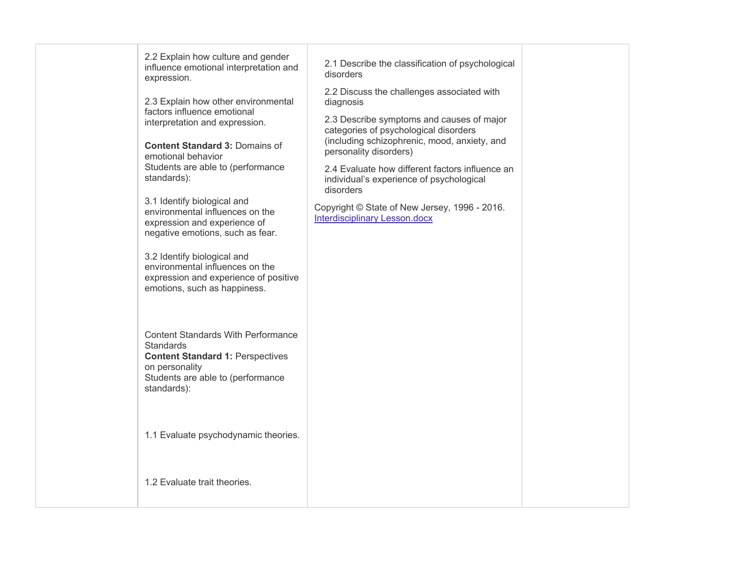| | | | |
|---|---|---|---|
| | 2.2 Explain how culture and gender influence emotional interpretation and expression.<br><br>2.3 Explain how other environmental factors influence emotional interpretation and expression.<br><br>**Content Standard 3:** Domains of emotional behavior<br>Students are able to (performance standards):<br><br>3.1 Identify biological and environmental influences on the expression and experience of negative emotions, such as fear.<br><br>3.2 Identify biological and environmental influences on the expression and experience of positive emotions, such as happiness.<br><br>Content Standards With Performance Standards<br>**Content Standard 1:** Perspectives on personality<br>Students are able to (performance standards):<br><br>1.1 Evaluate psychodynamic theories.<br><br>1.2 Evaluate trait theories. | 2.1 Describe the classification of psychological disorders<br><br>2.2 Discuss the challenges associated with diagnosis<br><br>2.3 Describe symptoms and causes of major categories of psychological disorders (including schizophrenic, mood, anxiety, and personality disorders)<br><br>2.4 Evaluate how different factors influence an individual's experience of psychological disorders<br><br>Copyright © State of New Jersey, 1996 - 2016.<br>[Interdisciplinary Lesson.docx]() | |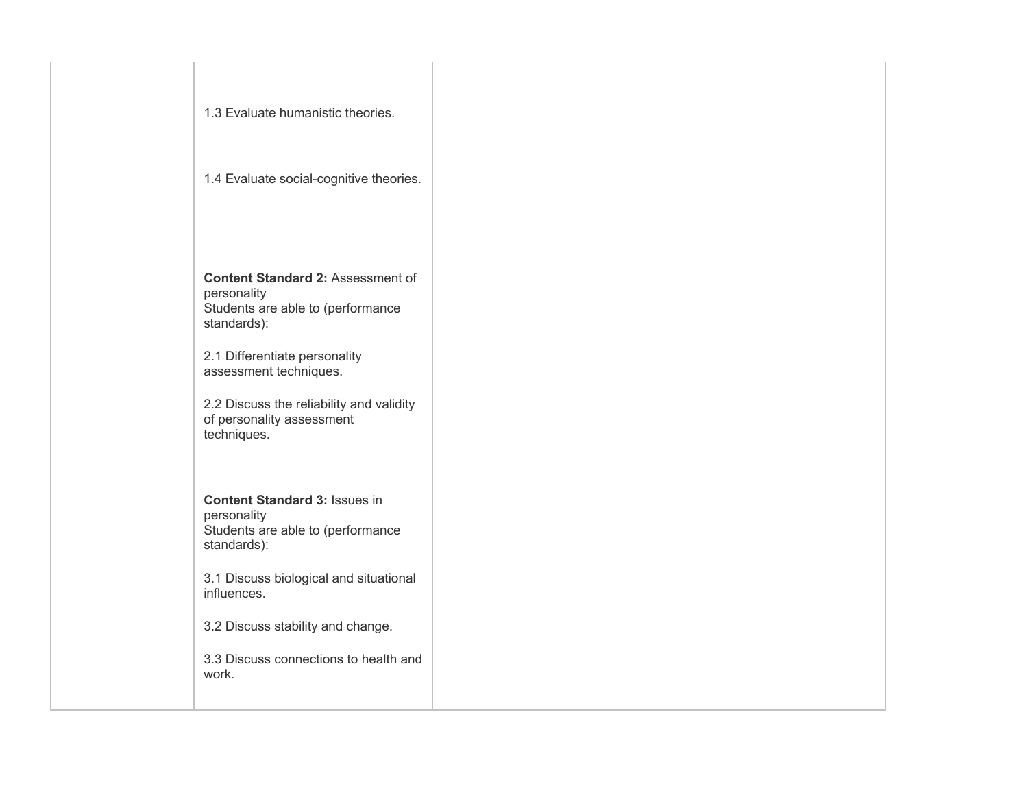| | | | |
|---|---|---|---|
| | 1.3 Evaluate humanistic theories.<br><br>1.4 Evaluate social-cognitive theories.<br><br>**Content Standard 2:** Assessment of personality<br>Students are able to (performance standards):<br><br>2.1 Differentiate personality assessment techniques.<br><br>2.2 Discuss the reliability and validity of personality assessment techniques.<br><br>**Content Standard 3:** Issues in personality<br>Students are able to (performance standards):<br><br>3.1 Discuss biological and situational influences.<br><br>3.2 Discuss stability and change.<br><br>3.3 Discuss connections to health and work. | | |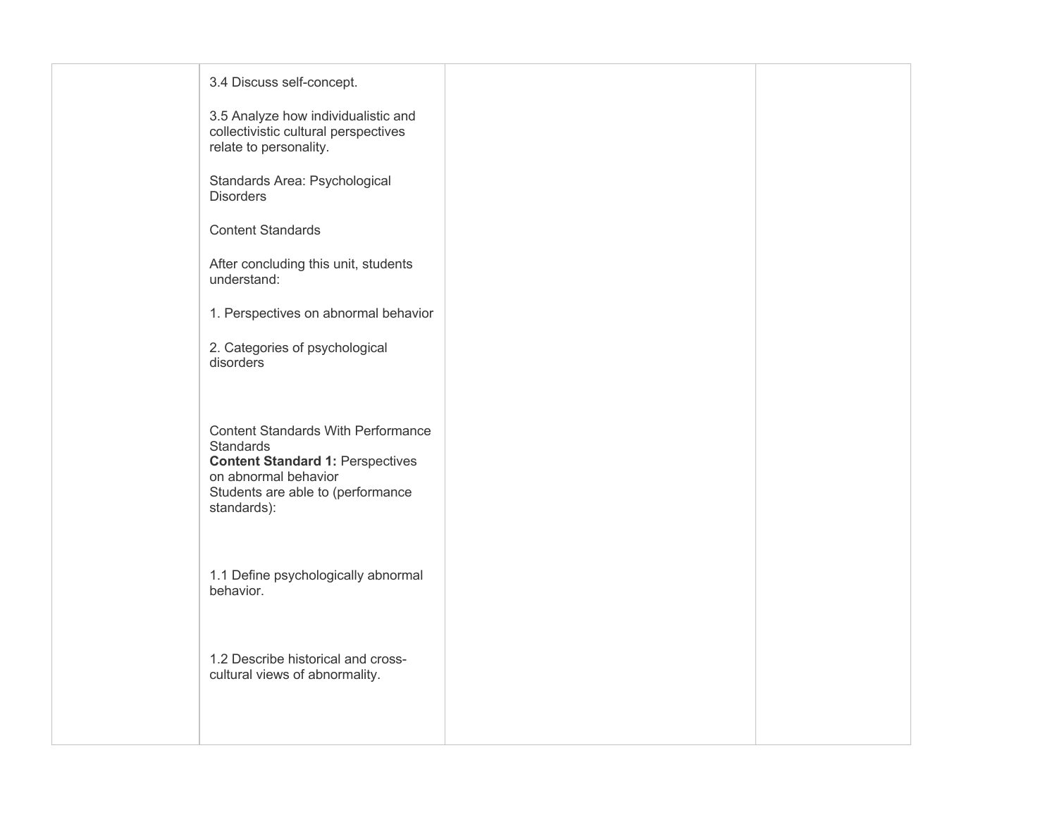| | | | |
|---|---|---|---|
| | 3.4 Discuss self-concept.<br><br>3.5 Analyze how individualistic and collectivistic cultural perspectives relate to personality.<br><br>Standards Area: Psychological Disorders<br><br>Content Standards<br><br>After concluding this unit, students understand:<br><br>1. Perspectives on abnormal behavior<br><br>2. Categories of psychological disorders<br><br>Content Standards With Performance Standards<br>**Content Standard 1:** Perspectives on abnormal behavior<br>Students are able to (performance standards):<br><br>1.1 Define psychologically abnormal behavior.<br><br>1.2 Describe historical and cross-cultural views of abnormality. | | |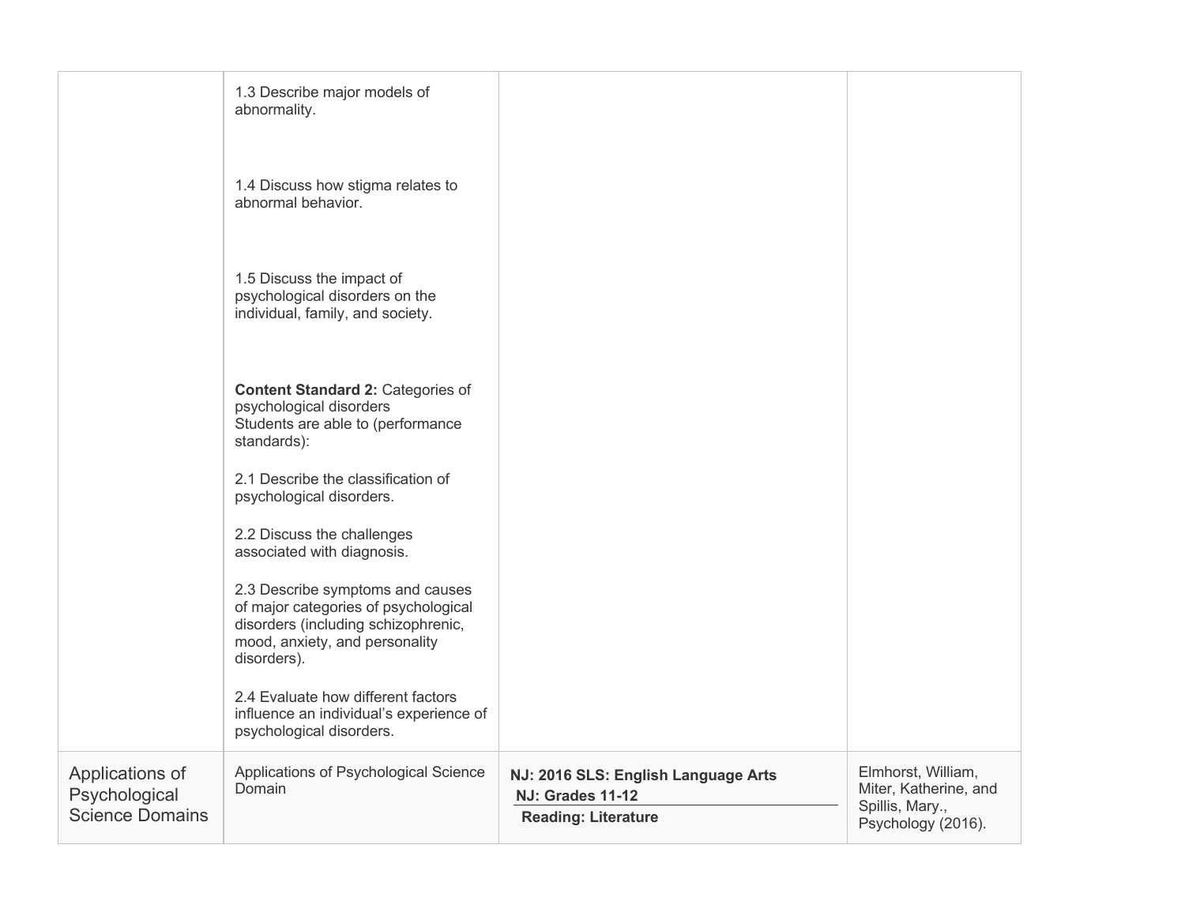| | | | |
|---|---|---|---|
| | 1.3 Describe major models of abnormality.<br><br>1.4 Discuss how stigma relates to abnormal behavior.<br><br>1.5 Discuss the impact of psychological disorders on the individual, family, and society.<br><br>**Content Standard 2:** Categories of psychological disorders<br>Students are able to (performance standards):<br><br>2.1 Describe the classification of psychological disorders.<br><br>2.2 Discuss the challenges associated with diagnosis.<br><br>2.3 Describe symptoms and causes of major categories of psychological disorders (including schizophrenic, mood, anxiety, and personality disorders).<br><br>2.4 Evaluate how different factors influence an individual's experience of psychological disorders. | | |
| Applications of Psychological Science Domains | Applications of Psychological Science Domain | **NJ: 2016 SLS: English Language Arts**<br>**NJ: Grades 11-12**<br>**Reading: Literature** | Elmhorst, William, Miter, Katherine, and Spillis, Mary., Psychology (2016). |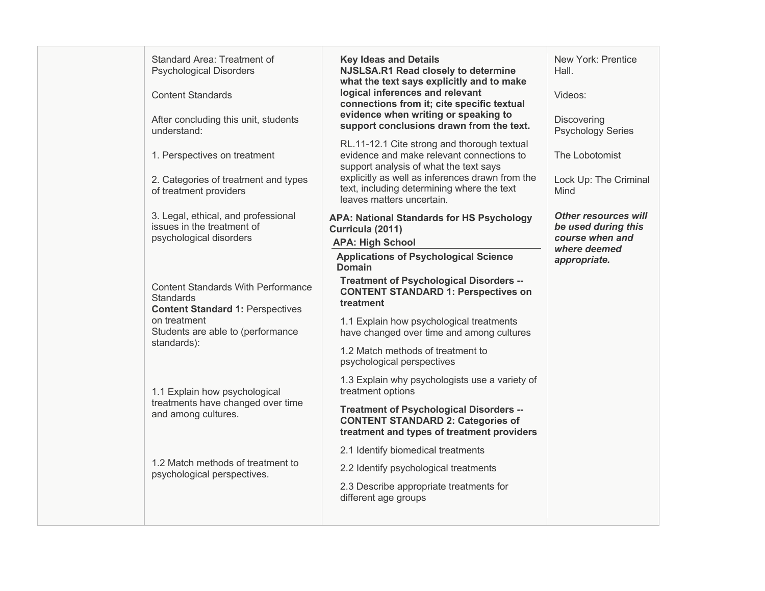| | | | |
|---|---|---|---|
| | Standard Area: Treatment of Psychological Disorders<br><br>Content Standards<br><br>After concluding this unit, students understand:<br><br>1. Perspectives on treatment<br><br>2. Categories of treatment and types of treatment providers<br><br>3. Legal, ethical, and professional issues in the treatment of psychological disorders<br><br>Content Standards With Performance Standards<br>**Content Standard 1:** Perspectives on treatment<br>Students are able to (performance standards):<br><br>1.1 Explain how psychological treatments have changed over time and among cultures.<br><br>1.2 Match methods of treatment to psychological perspectives. | **Key Ideas and Details**<br>**NJSLSA.R1 Read closely to determine what the text says explicitly and to make logical inferences and relevant connections from it; cite specific textual evidence when writing or speaking to support conclusions drawn from the text.**<br><br>RL.11-12.1 Cite strong and thorough textual evidence and make relevant connections to support analysis of what the text says explicitly as well as inferences drawn from the text, including determining where the text leaves matters uncertain.<br><br>**APA: National Standards for HS Psychology Curricula (2011)**<br>**APA: High School**<br>**Applications of Psychological Science Domain**<br>**Treatment of Psychological Disorders -- CONTENT STANDARD 1: Perspectives on treatment**<br><br>1.1 Explain how psychological treatments have changed over time and among cultures<br><br>1.2 Match methods of treatment to psychological perspectives<br><br>1.3 Explain why psychologists use a variety of treatment options<br><br>**Treatment of Psychological Disorders -- CONTENT STANDARD 2: Categories of treatment and types of treatment providers**<br><br>2.1 Identify biomedical treatments<br><br>2.2 Identify psychological treatments<br><br>2.3 Describe appropriate treatments for different age groups | New York: Prentice Hall.<br><br>Videos:<br><br>Discovering Psychology Series<br><br>The Lobotomist<br><br>Lock Up: The Criminal Mind<br><br>***Other resources will be used during this course when and where deemed appropriate.*** |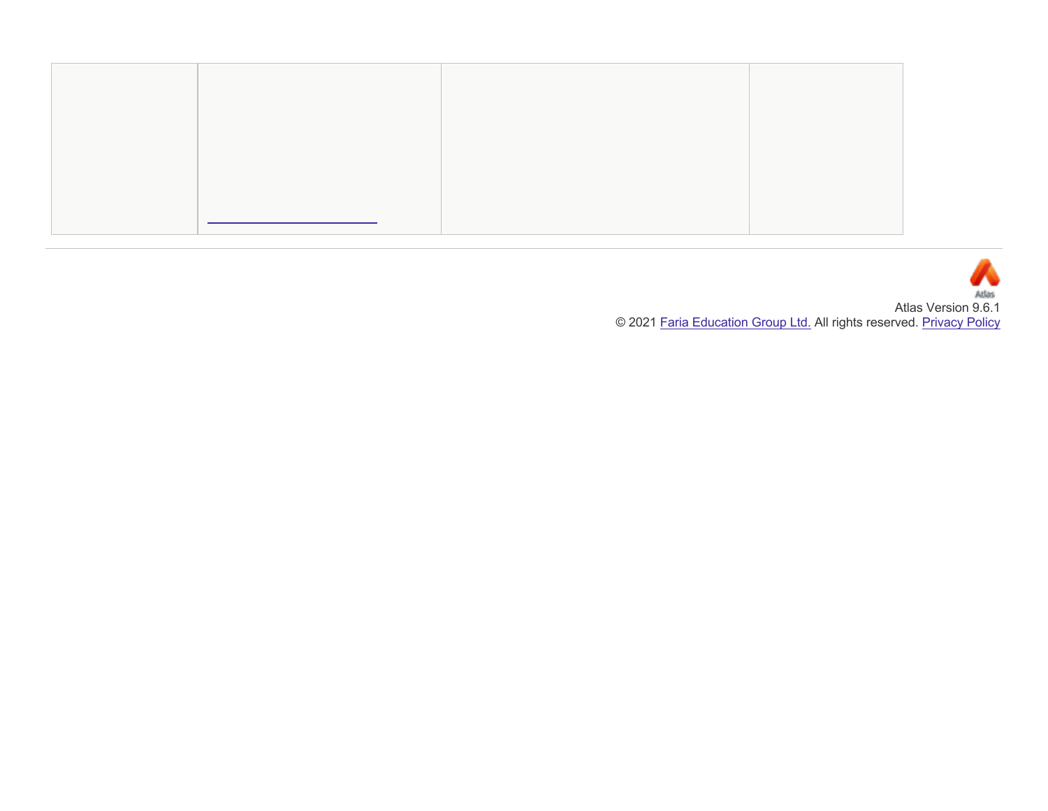| | | | |
|---|---|---|---|
| | | | |

Atlas Version 9.6.1

© 2021 Faria Education Group Ltd. All rights reserved. Privacy Policy